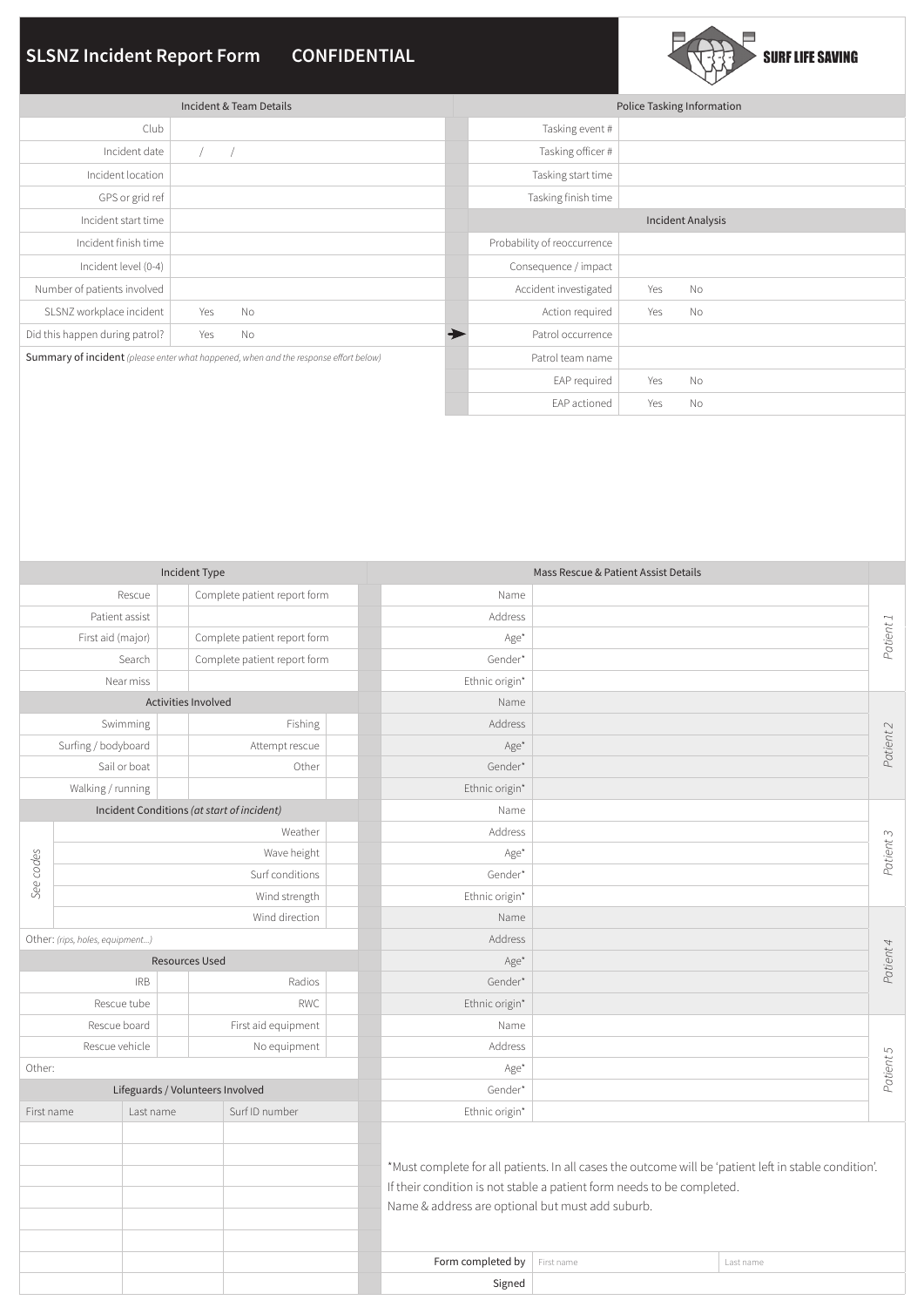# SLSNZ Incident Report Form CONFIDENTIAL

SURF LIFE SAVING

| Incident & Team Details | |
|---|---|
| Club | |
| Incident date | / / |
| Incident location | |
| GPS or grid ref | |
| Incident start time | |
| Incident finish time | |
| Incident level (0-4) | |
| Number of patients involved | |
| SLSNZ workplace incident | Yes No |
| Did this happen during patrol? | Yes No |

| Police Tasking Information | |
|---|---|
| Tasking event # | |
| Tasking officer # | |
| Tasking start time | |
| Tasking finish time | |
| **Incident Analysis** | |
| Probability of reoccurrence | |
| Consequence / impact | |
| Accident investigated | Yes No |
| Action required | Yes No |
| Patrol occurrence | |
| Patrol team name | |
| EAP required | Yes No |
| EAP actioned | Yes No |

**Summary of incident** *(please enter what happened, when and the response effort below)*

| Incident Type | | |
|---|---|---|
| Rescue | | Complete patient report form |
| Patient assist | | |
| First aid (major) | | Complete patient report form |
| Search | | Complete patient report form |
| Near miss | | |

| Activities Involved | | | |
|---|---|---|---|
| Swimming | | Fishing | |
| Surfing / bodyboard | | Attempt rescue | |
| Sail or boat | | Other | |
| Walking / running | | | |

| Incident Conditions *(at start of incident)* | | |
|---|---|---|
| *See codes* | Weather | |
| | Wave height | |
| | Surf conditions | |
| | Wind strength | |
| | Wind direction | |

Other: *(rips, holes, equipment...)*

| Resources Used | | | |
|---|---|---|---|
| IRB | | Radios | |
| Rescue tube | | RWC | |
| Rescue board | | First aid equipment | |
| Rescue vehicle | | No equipment | |

Other:

| Lifeguards / Volunteers Involved | | |
|---|---|---|
| First name | Last name | Surf ID number |
| | | |
| | | |
| | | |
| | | |
| | | |
| | | |
| | | |
| | | |

| Mass Rescue & Patient Assist Details | | |
|---|---|---|
| Name | | *Patient 1* |
| Address | | |
| Age* | | |
| Gender* | | |
| Ethnic origin* | | |
| Name | | *Patient 2* |
| Address | | |
| Age* | | |
| Gender* | | |
| Ethnic origin* | | |
| Name | | *Patient 3* |
| Address | | |
| Age* | | |
| Gender* | | |
| Ethnic origin* | | |
| Name | | *Patient 4* |
| Address | | |
| Age* | | |
| Gender* | | |
| Ethnic origin* | | |
| Name | | *Patient 5* |
| Address | | |
| Age* | | |
| Gender* | | |
| Ethnic origin* | | |

*Must complete for all patients. In all cases the outcome will be 'patient left in stable condition'. If their condition is not stable a patient form needs to be completed. Name & address are optional but must add suburb.

| Form completed by | First name | Last name |
|---|---|---|
| Signed | | |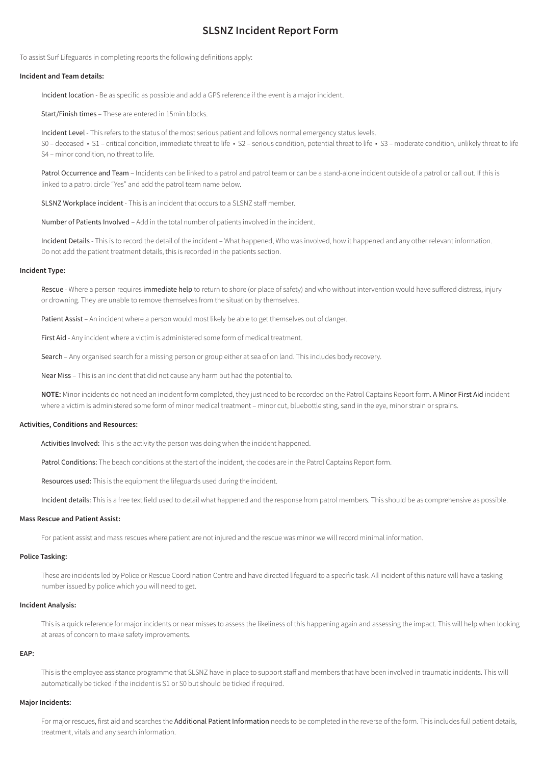# SLSNZ Incident Report Form

To assist Surf Lifeguards in completing reports the following definitions apply:

**Incident and Team details:**

Incident location - Be as specific as possible and add a GPS reference if the event is a major incident.

Start/Finish times – These are entered in 15min blocks.

Incident Level - This refers to the status of the most serious patient and follows normal emergency status levels.
S0 – deceased • S1 – critical condition, immediate threat to life • S2 – serious condition, potential threat to life • S3 – moderate condition, unlikely threat to life
S4 – minor condition, no threat to life.

Patrol Occurrence and Team – Incidents can be linked to a patrol and patrol team or can be a stand-alone incident outside of a patrol or call out. If this is linked to a patrol circle "Yes" and add the patrol team name below.

SLSNZ Workplace incident - This is an incident that occurs to a SLSNZ staff member.

Number of Patients Involved – Add in the total number of patients involved in the incident.

Incident Details - This is to record the detail of the incident – What happened, Who was involved, how it happened and any other relevant information. Do not add the patient treatment details, this is recorded in the patients section.

**Incident Type:**

Rescue - Where a person requires immediate help to return to shore (or place of safety) and who without intervention would have suffered distress, injury or drowning. They are unable to remove themselves from the situation by themselves.

Patient Assist – An incident where a person would most likely be able to get themselves out of danger.

First Aid - Any incident where a victim is administered some form of medical treatment.

Search – Any organised search for a missing person or group either at sea of on land. This includes body recovery.

Near Miss – This is an incident that did not cause any harm but had the potential to.

**NOTE:** Minor incidents do not need an incident form completed, they just need to be recorded on the Patrol Captains Report form. A Minor First Aid incident where a victim is administered some form of minor medical treatment – minor cut, bluebottle sting, sand in the eye, minor strain or sprains.

**Activities, Conditions and Resources:**

Activities Involved: This is the activity the person was doing when the incident happened.

Patrol Conditions: The beach conditions at the start of the incident, the codes are in the Patrol Captains Report form.

Resources used: This is the equipment the lifeguards used during the incident.

Incident details: This is a free text field used to detail what happened and the response from patrol members. This should be as comprehensive as possible.

**Mass Rescue and Patient Assist:**

For patient assist and mass rescues where patient are not injured and the rescue was minor we will record minimal information.

**Police Tasking:**

These are incidents led by Police or Rescue Coordination Centre and have directed lifeguard to a specific task. All incident of this nature will have a tasking number issued by police which you will need to get.

**Incident Analysis:**

This is a quick reference for major incidents or near misses to assess the likeliness of this happening again and assessing the impact. This will help when looking at areas of concern to make safety improvements.

**EAP:**

This is the employee assistance programme that SLSNZ have in place to support staff and members that have been involved in traumatic incidents. This will automatically be ticked if the incident is S1 or S0 but should be ticked if required.

**Major Incidents:**

For major rescues, first aid and searches the Additional Patient Information needs to be completed in the reverse of the form. This includes full patient details, treatment, vitals and any search information.